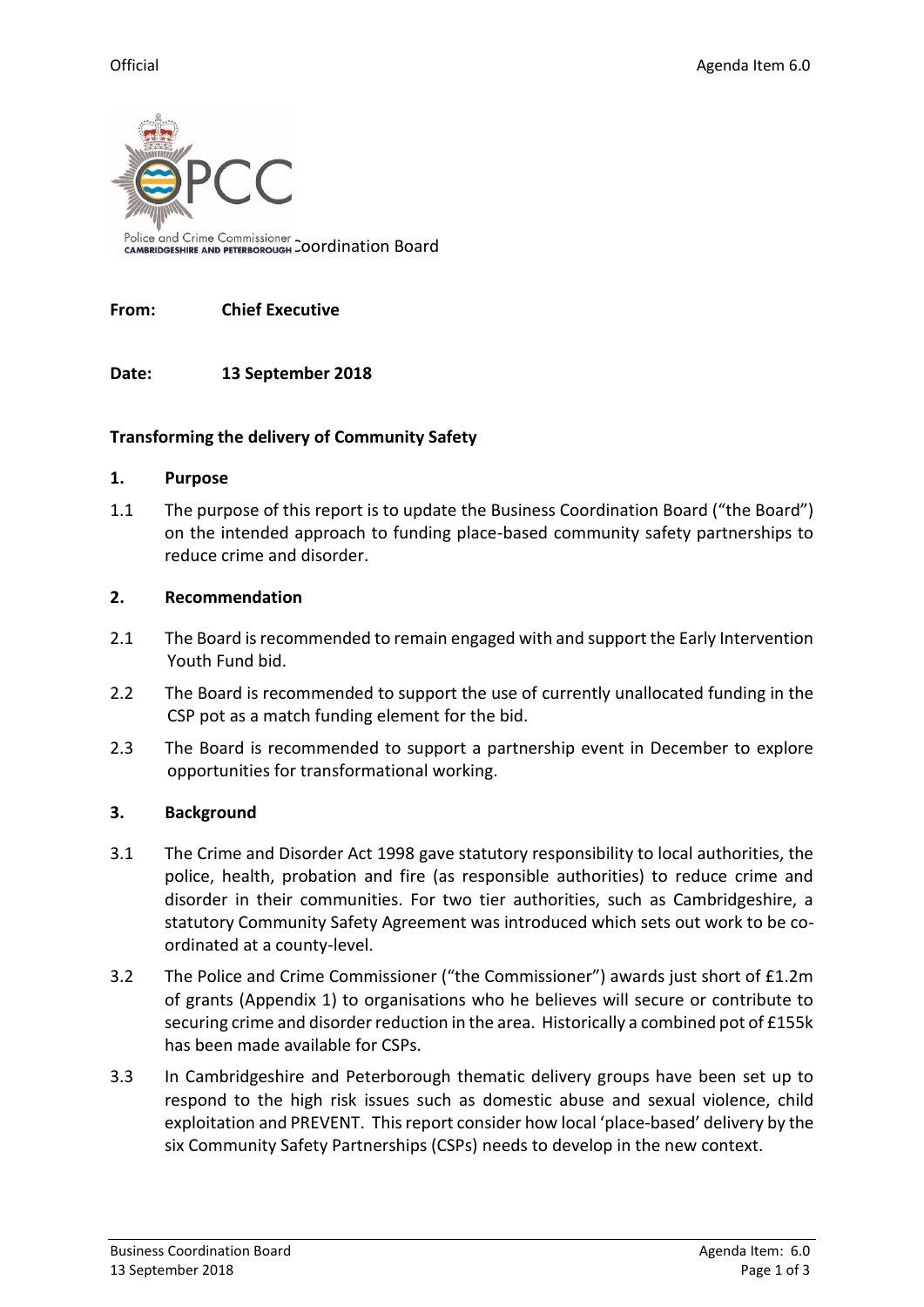Official

Agenda Item 6.0

Business Coordination Board

**From:** **Chief Executive**

**Date:** **13 September 2018**

**Transforming the delivery of Community Safety**

## 1. Purpose

1.1 The purpose of this report is to update the Business Coordination Board ("the Board") on the intended approach to funding place-based community safety partnerships to reduce crime and disorder.

## 2. Recommendation

2.1 The Board is recommended to remain engaged with and support the Early Intervention Youth Fund bid.

2.2 The Board is recommended to support the use of currently unallocated funding in the CSP pot as a match funding element for the bid.

2.3 The Board is recommended to support a partnership event in December to explore opportunities for transformational working.

## 3. Background

3.1 The Crime and Disorder Act 1998 gave statutory responsibility to local authorities, the police, health, probation and fire (as responsible authorities) to reduce crime and disorder in their communities. For two tier authorities, such as Cambridgeshire, a statutory Community Safety Agreement was introduced which sets out work to be co-ordinated at a county-level.

3.2 The Police and Crime Commissioner ("the Commissioner") awards just short of £1.2m of grants (Appendix 1) to organisations who he believes will secure or contribute to securing crime and disorder reduction in the area. Historically a combined pot of £155k has been made available for CSPs.

3.3 In Cambridgeshire and Peterborough thematic delivery groups have been set up to respond to the high risk issues such as domestic abuse and sexual violence, child exploitation and PREVENT. This report consider how local 'place-based' delivery by the six Community Safety Partnerships (CSPs) needs to develop in the new context.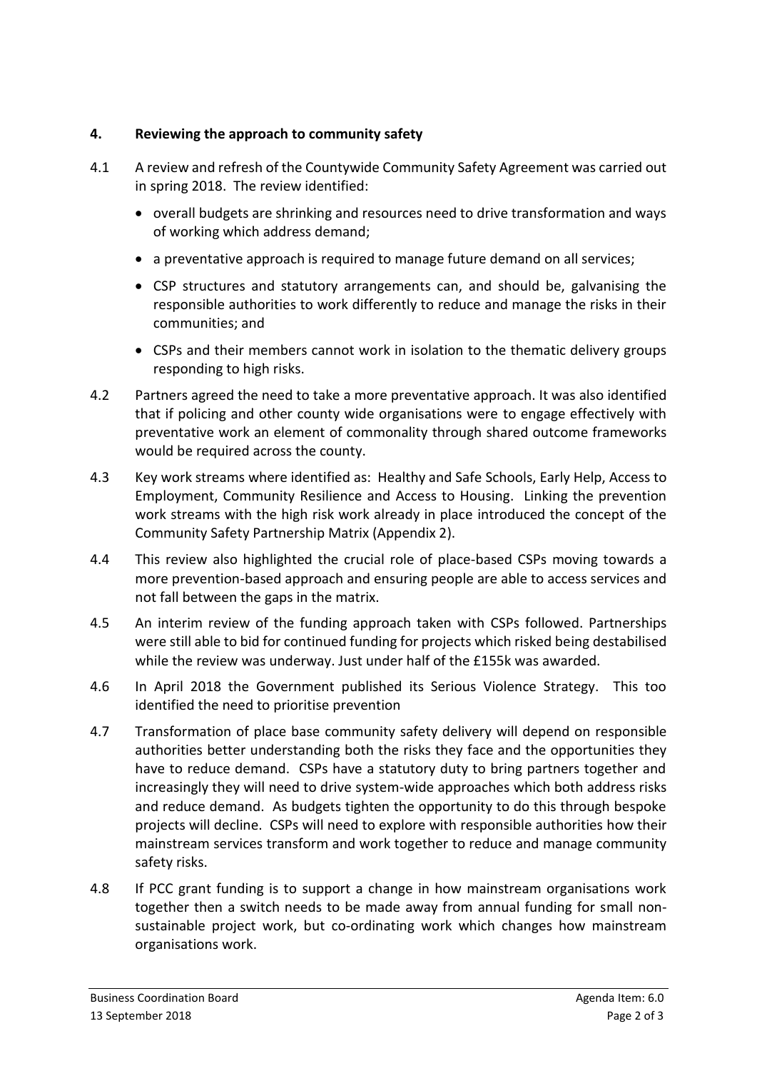## 4. Reviewing the approach to community safety

4.1 A review and refresh of the Countywide Community Safety Agreement was carried out in spring 2018. The review identified:

- overall budgets are shrinking and resources need to drive transformation and ways of working which address demand;
- a preventative approach is required to manage future demand on all services;
- CSP structures and statutory arrangements can, and should be, galvanising the responsible authorities to work differently to reduce and manage the risks in their communities; and
- CSPs and their members cannot work in isolation to the thematic delivery groups responding to high risks.

4.2 Partners agreed the need to take a more preventative approach. It was also identified that if policing and other county wide organisations were to engage effectively with preventative work an element of commonality through shared outcome frameworks would be required across the county.

4.3 Key work streams where identified as: Healthy and Safe Schools, Early Help, Access to Employment, Community Resilience and Access to Housing. Linking the prevention work streams with the high risk work already in place introduced the concept of the Community Safety Partnership Matrix (Appendix 2).

4.4 This review also highlighted the crucial role of place-based CSPs moving towards a more prevention-based approach and ensuring people are able to access services and not fall between the gaps in the matrix.

4.5 An interim review of the funding approach taken with CSPs followed. Partnerships were still able to bid for continued funding for projects which risked being destabilised while the review was underway. Just under half of the £155k was awarded.

4.6 In April 2018 the Government published its Serious Violence Strategy. This too identified the need to prioritise prevention

4.7 Transformation of place base community safety delivery will depend on responsible authorities better understanding both the risks they face and the opportunities they have to reduce demand. CSPs have a statutory duty to bring partners together and increasingly they will need to drive system-wide approaches which both address risks and reduce demand. As budgets tighten the opportunity to do this through bespoke projects will decline. CSPs will need to explore with responsible authorities how their mainstream services transform and work together to reduce and manage community safety risks.

4.8 If PCC grant funding is to support a change in how mainstream organisations work together then a switch needs to be made away from annual funding for small non-sustainable project work, but co-ordinating work which changes how mainstream organisations work.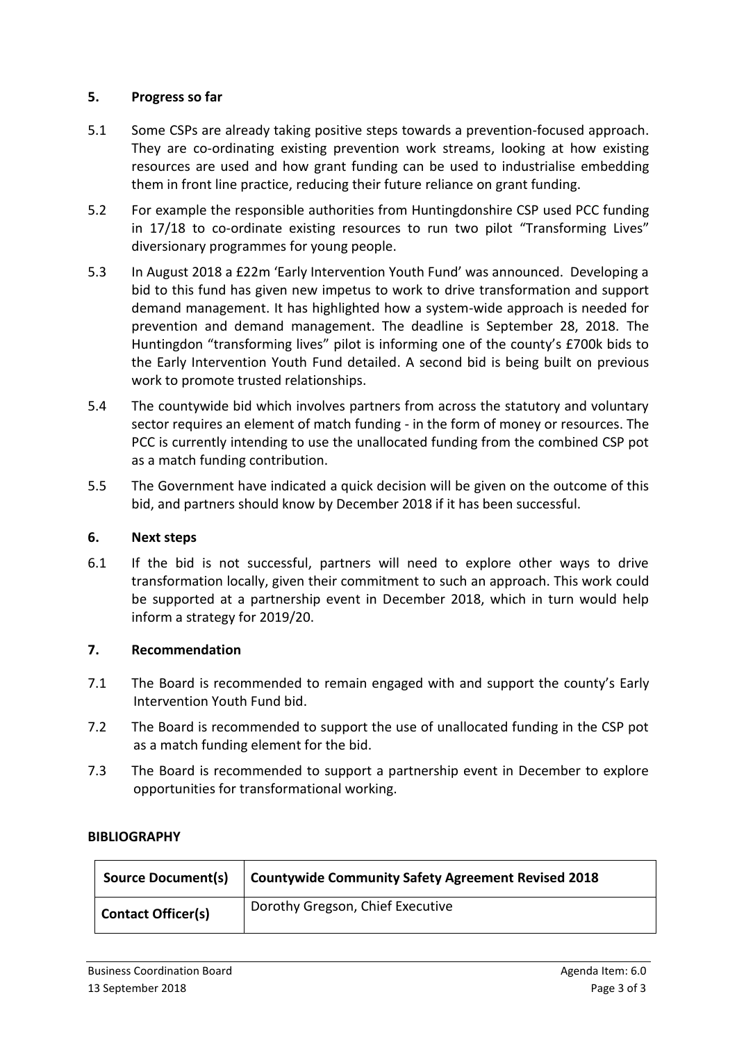## 5. Progress so far

5.1 Some CSPs are already taking positive steps towards a prevention-focused approach. They are co-ordinating existing prevention work streams, looking at how existing resources are used and how grant funding can be used to industrialise embedding them in front line practice, reducing their future reliance on grant funding.

5.2 For example the responsible authorities from Huntingdonshire CSP used PCC funding in 17/18 to co-ordinate existing resources to run two pilot "Transforming Lives" diversionary programmes for young people.

5.3 In August 2018 a £22m 'Early Intervention Youth Fund' was announced. Developing a bid to this fund has given new impetus to work to drive transformation and support demand management. It has highlighted how a system-wide approach is needed for prevention and demand management. The deadline is September 28, 2018. The Huntingdon "transforming lives" pilot is informing one of the county's £700k bids to the Early Intervention Youth Fund detailed. A second bid is being built on previous work to promote trusted relationships.

5.4 The countywide bid which involves partners from across the statutory and voluntary sector requires an element of match funding - in the form of money or resources. The PCC is currently intending to use the unallocated funding from the combined CSP pot as a match funding contribution.

5.5 The Government have indicated a quick decision will be given on the outcome of this bid, and partners should know by December 2018 if it has been successful.

## 6. Next steps

6.1 If the bid is not successful, partners will need to explore other ways to drive transformation locally, given their commitment to such an approach. This work could be supported at a partnership event in December 2018, which in turn would help inform a strategy for 2019/20.

## 7. Recommendation

7.1 The Board is recommended to remain engaged with and support the county's Early Intervention Youth Fund bid.

7.2 The Board is recommended to support the use of unallocated funding in the CSP pot as a match funding element for the bid.

7.3 The Board is recommended to support a partnership event in December to explore opportunities for transformational working.

**BIBLIOGRAPHY**

| | |
|---|---|
| **Source Document(s)** | **Countywide Community Safety Agreement Revised 2018** |
| **Contact Officer(s)** | Dorothy Gregson, Chief Executive |